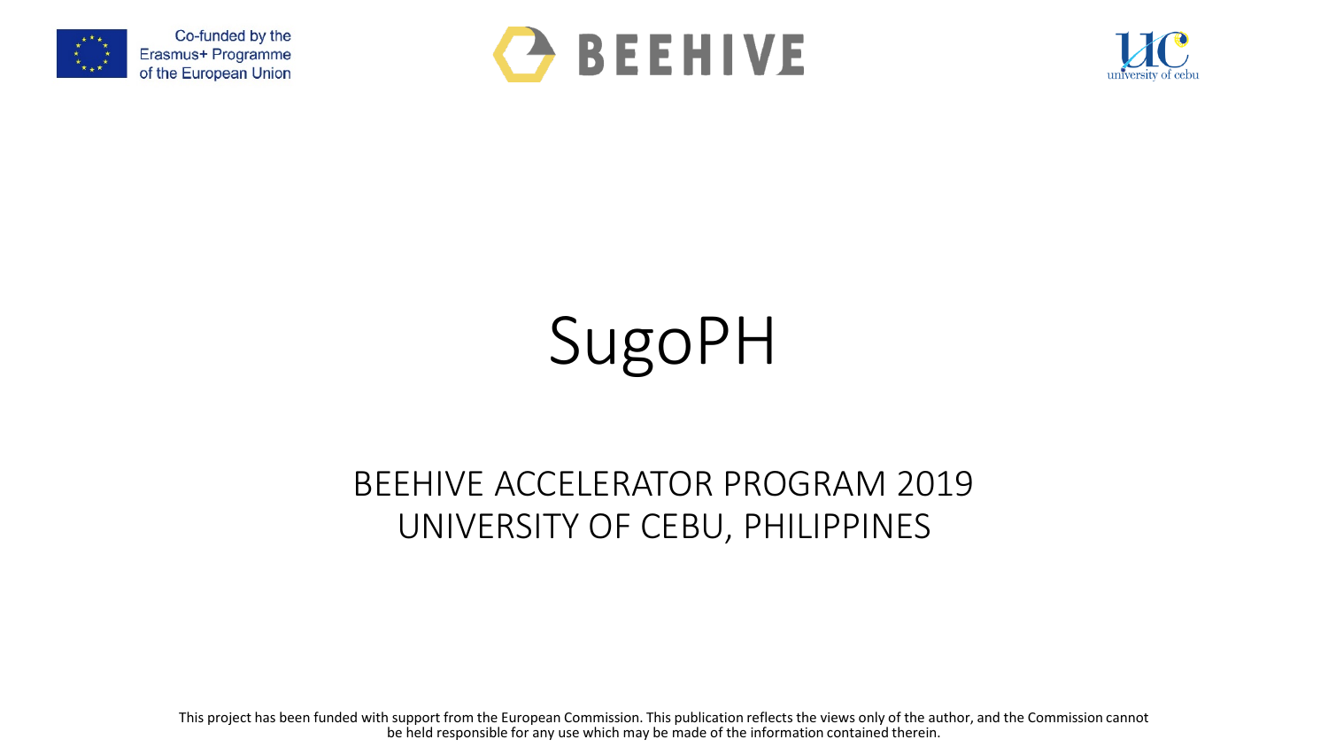Co-funded by the Erasmus+ Programme of the European Union

BEEHIVE

university of cebu

# SugoPH

## BEEHIVE ACCELERATOR PROGRAM 2019
## UNIVERSITY OF CEBU, PHILIPPINES

This project has been funded with support from the European Commission. This publication reflects the views only of the author, and the Commission cannot be held responsible for any use which may be made of the information contained therein.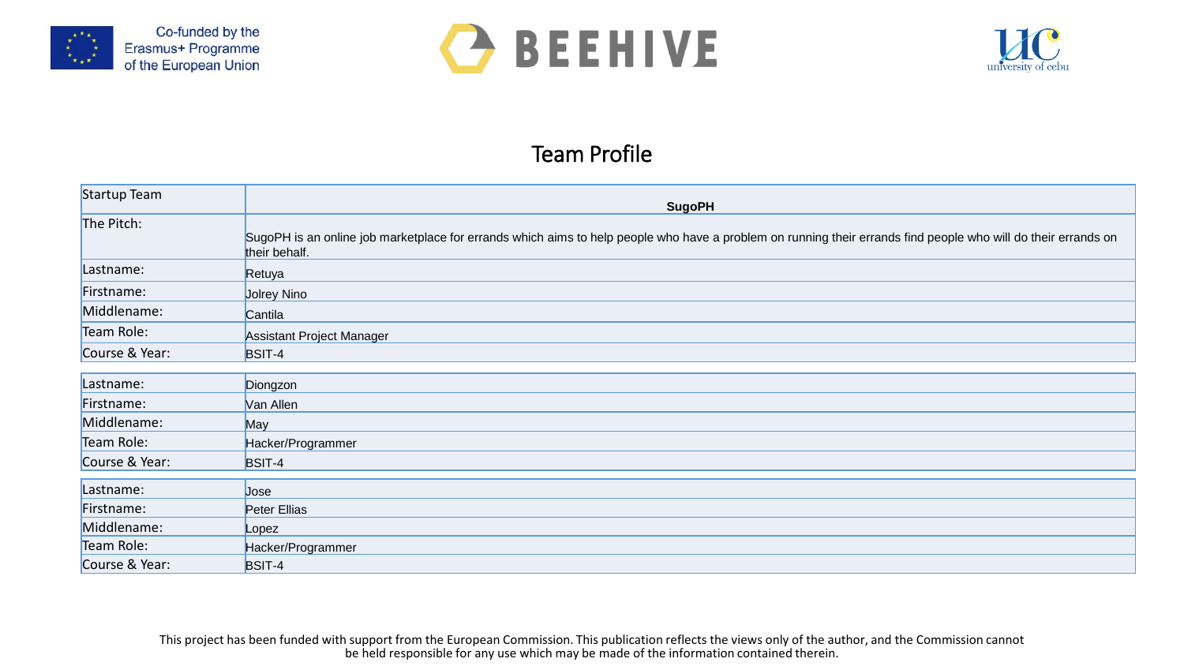# Team Profile

| Startup Team | **SugoPH** |
|---|---|
| The Pitch: | SugoPH is an online job marketplace for errands which aims to help people who have a problem on running their errands find people who will do their errands on their behalf. |
| Lastname: | Retuya |
| Firstname: | Jolrey Nino |
| Middlename: | Cantila |
| Team Role: | Assistant Project Manager |
| Course & Year: | BSIT-4 |

| Lastname: | Diongzon |
|---|---|
| Firstname: | Van Allen |
| Middlename: | May |
| Team Role: | Hacker/Programmer |
| Course & Year: | BSIT-4 |

| Lastname: | Jose |
|---|---|
| Firstname: | Peter Ellias |
| Middlename: | Lopez |
| Team Role: | Hacker/Programmer |
| Course & Year: | BSIT-4 |

This project has been funded with support from the European Commission. This publication reflects the views only of the author, and the Commission cannot be held responsible for any use which may be made of the information contained therein.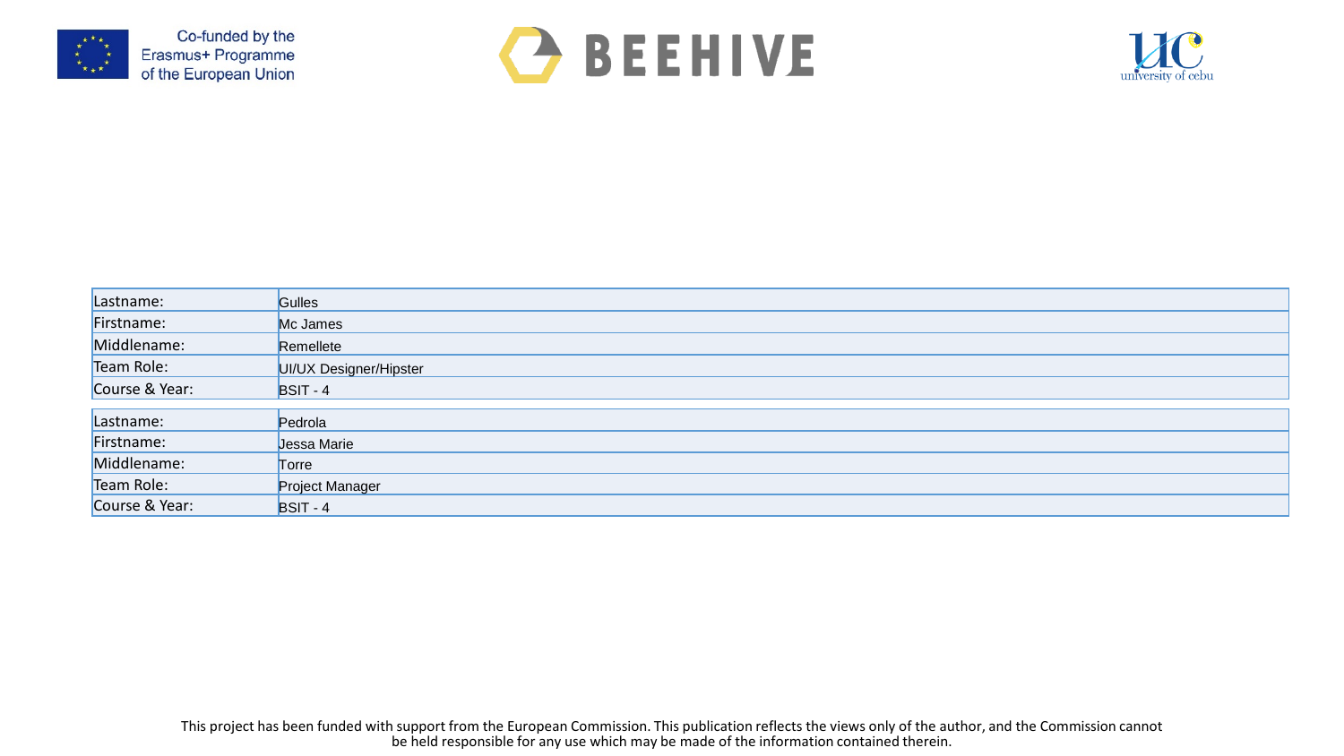| Lastname: | Gulles |
|---|---|
| Firstname: | Mc James |
| Middlename: | Remellete |
| Team Role: | UI/UX Designer/Hipster |
| Course & Year: | BSIT - 4 |

| Lastname: | Pedrola |
|---|---|
| Firstname: | Jessa Marie |
| Middlename: | Torre |
| Team Role: | Project Manager |
| Course & Year: | BSIT - 4 |

This project has been funded with support from the European Commission. This publication reflects the views only of the author, and the Commission cannot be held responsible for any use which may be made of the information contained therein.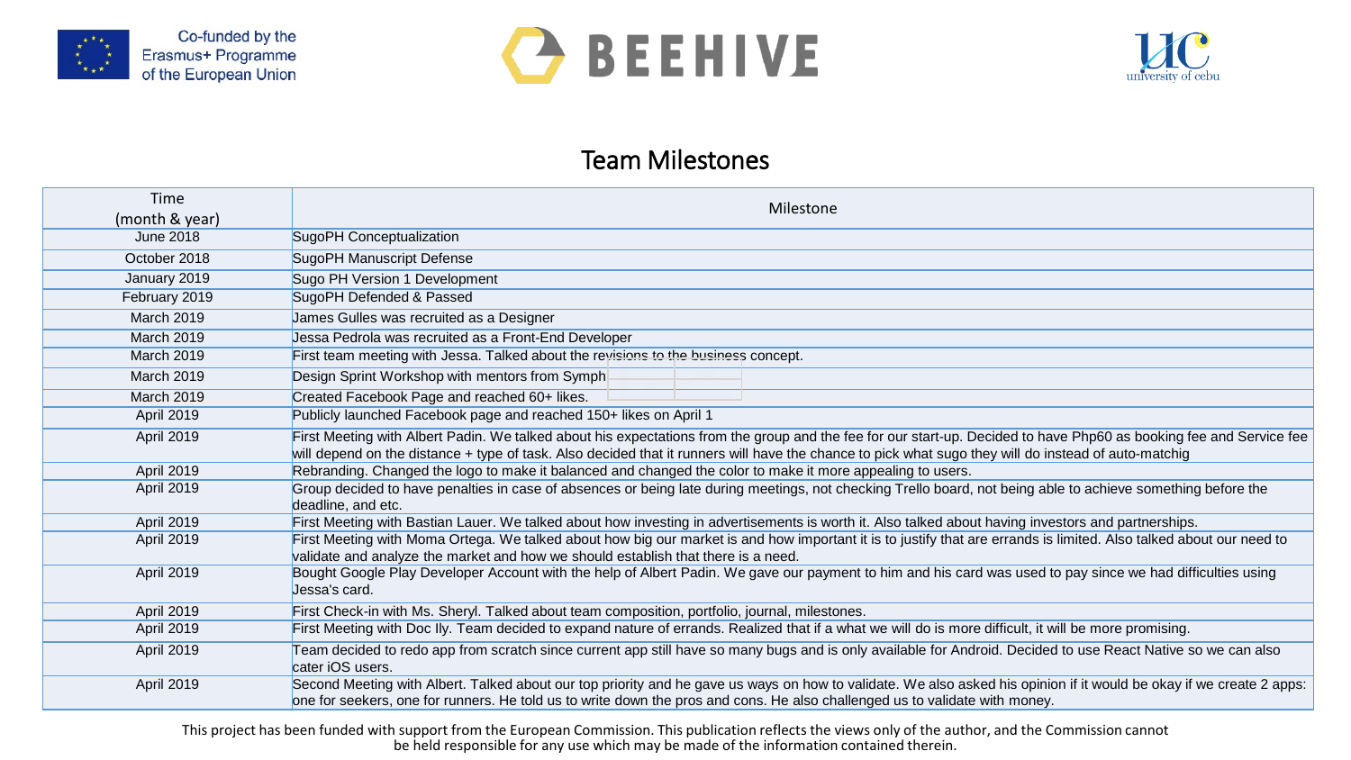## Team Milestones

| Time (month & year) | Milestone |
|---|---|
| June 2018 | SugoPH Conceptualization |
| October 2018 | SugoPH Manuscript Defense |
| January 2019 | Sugo PH Version 1 Development |
| February 2019 | SugoPH Defended & Passed |
| March 2019 | James Gulles was recruited as a Designer |
| March 2019 | Jessa Pedrola was recruited as a Front-End Developer |
| March 2019 | First team meeting with Jessa. Talked about the revisions to the business concept. |
| March 2019 | Design Sprint Workshop with mentors from Symph |
| March 2019 | Created Facebook Page and reached 60+ likes. |
| April 2019 | Publicly launched Facebook page and reached 150+ likes on April 1 |
| April 2019 | First Meeting with Albert Padin. We talked about his expectations from the group and the fee for our start-up. Decided to have Php60 as booking fee and Service fee will depend on the distance + type of task. Also decided that it runners will have the chance to pick what sugo they will do instead of auto-matchig |
| April 2019 | Rebranding. Changed the logo to make it balanced and changed the color to make it more appealing to users. |
| April 2019 | Group decided to have penalties in case of absences or being late during meetings, not checking Trello board, not being able to achieve something before the deadline, and etc. |
| April 2019 | First Meeting with Bastian Lauer. We talked about how investing in advertisements is worth it. Also talked about having investors and partnerships. |
| April 2019 | First Meeting with Moma Ortega. We talked about how big our market is and how important it is to justify that are errands is limited. Also talked about our need to validate and analyze the market and how we should establish that there is a need. |
| April 2019 | Bought Google Play Developer Account with the help of Albert Padin. We gave our payment to him and his card was used to pay since we had difficulties using Jessa's card. |
| April 2019 | First Check-in with Ms. Sheryl. Talked about team composition, portfolio, journal, milestones. |
| April 2019 | First Meeting with Doc Ily. Team decided to expand nature of errands. Realized that if a what we will do is more difficult, it will be more promising. |
| April 2019 | Team decided to redo app from scratch since current app still have so many bugs and is only available for Android. Decided to use React Native so we can also cater iOS users. |
| April 2019 | Second Meeting with Albert. Talked about our top priority and he gave us ways on how to validate. We also asked his opinion if it would be okay if we create 2 apps: one for seekers, one for runners. He told us to write down the pros and cons. He also challenged us to validate with money. |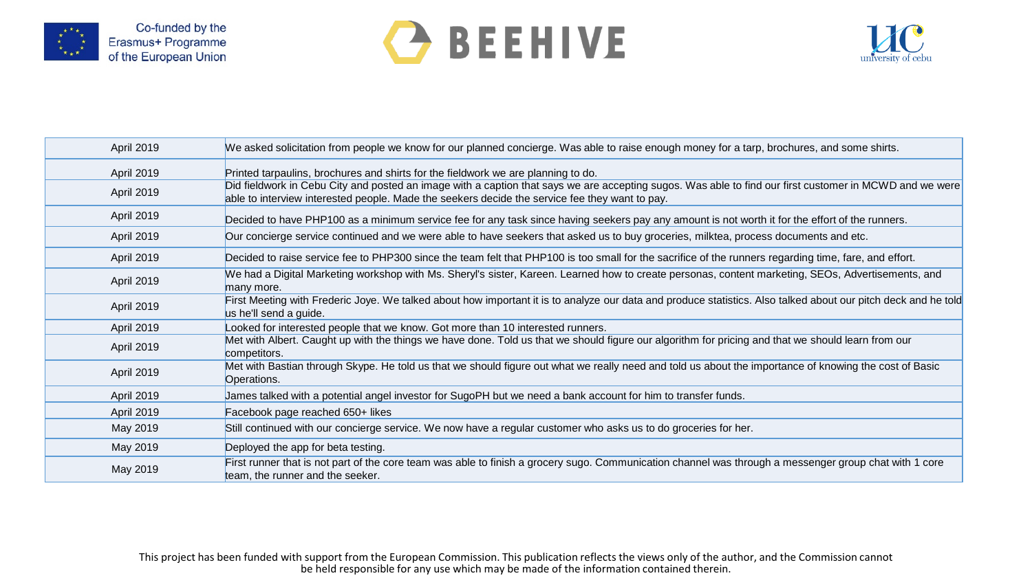| April 2019 | We asked solicitation from people we know for our planned concierge. Was able to raise enough money for a tarp, brochures, and some shirts. |
|---|---|
| April 2019 | Printed tarpaulins, brochures and shirts for the fieldwork we are planning to do. |
| April 2019 | Did fieldwork in Cebu City and posted an image with a caption that says we are accepting sugos. Was able to find our first customer in MCWD and we were able to interview interested people. Made the seekers decide the service fee they want to pay. |
| April 2019 | Decided to have PHP100 as a minimum service fee for any task since having seekers pay any amount is not worth it for the effort of the runners. |
| April 2019 | Our concierge service continued and we were able to have seekers that asked us to buy groceries, milktea, process documents and etc. |
| April 2019 | Decided to raise service fee to PHP300 since the team felt that PHP100 is too small for the sacrifice of the runners regarding time, fare, and effort. |
| April 2019 | We had a Digital Marketing workshop with Ms. Sheryl's sister, Kareen. Learned how to create personas, content marketing, SEOs, Advertisements, and many more. |
| April 2019 | First Meeting with Frederic Joye. We talked about how important it is to analyze our data and produce statistics. Also talked about our pitch deck and he told us he'll send a guide. |
| April 2019 | Looked for interested people that we know. Got more than 10 interested runners. |
| April 2019 | Met with Albert. Caught up with the things we have done. Told us that we should figure our algorithm for pricing and that we should learn from our competitors. |
| April 2019 | Met with Bastian through Skype. He told us that we should figure out what we really need and told us about the importance of knowing the cost of Basic Operations. |
| April 2019 | James talked with a potential angel investor for SugoPH but we need a bank account for him to transfer funds. |
| April 2019 | Facebook page reached 650+ likes |
| May 2019 | Still continued with our concierge service. We now have a regular customer who asks us to do groceries for her. |
| May 2019 | Deployed the app for beta testing. |
| May 2019 | First runner that is not part of the core team was able to finish a grocery sugo. Communication channel was through a messenger group chat with 1 core team, the runner and the seeker. |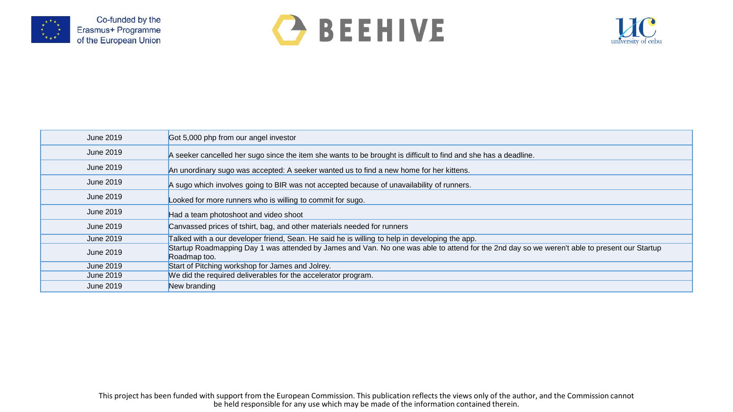| | |
|---|---|
| June 2019 | Got 5,000 php from our angel investor |
| June 2019 | A seeker cancelled her sugo since the item she wants to be brought is difficult to find and she has a deadline. |
| June 2019 | An unordinary sugo was accepted: A seeker wanted us to find a new home for her kittens. |
| June 2019 | A sugo which involves going to BIR was not accepted because of unavailability of runners. |
| June 2019 | Looked for more runners who is willing to commit for sugo. |
| June 2019 | Had a team photoshoot and video shoot |
| June 2019 | Canvassed prices of tshirt, bag, and other materials needed for runners |
| June 2019 | Talked with a our developer friend, Sean. He said he is willing to help in developing the app. |
| June 2019 | Startup Roadmapping Day 1 was attended by James and Van. No one was able to attend for the 2nd day so we weren't able to present our Startup Roadmap too. |
| June 2019 | Start of Pitching workshop for James and Jolrey. |
| June 2019 | We did the required deliverables for the accelerator program. |
| June 2019 | New branding |